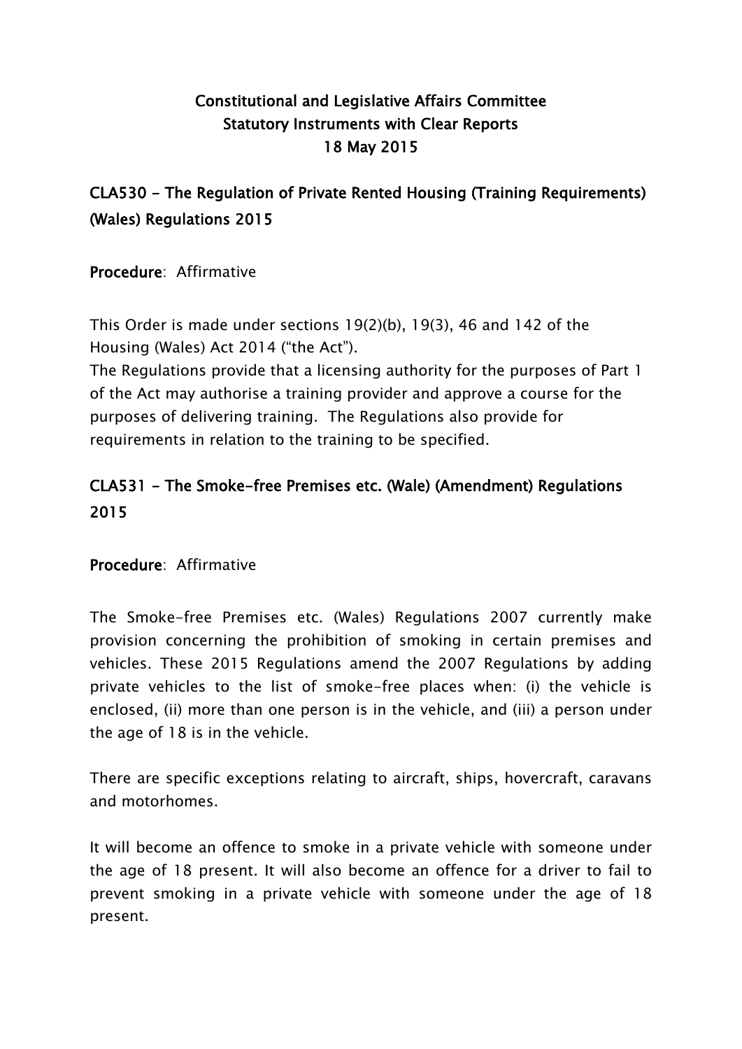# Constitutional and Legislative Affairs Committee
## Statutory Instruments with Clear Reports
### 18 May 2015

## CLA530 - The Regulation of Private Rented Housing (Training Requirements) (Wales) Regulations 2015

**Procedure**: Affirmative

This Order is made under sections 19(2)(b), 19(3), 46 and 142 of the Housing (Wales) Act 2014 ("the Act").
The Regulations provide that a licensing authority for the purposes of Part 1 of the Act may authorise a training provider and approve a course for the purposes of delivering training. The Regulations also provide for requirements in relation to the training to be specified.

## CLA531 - The Smoke-free Premises etc. (Wale) (Amendment) Regulations 2015

**Procedure**: Affirmative

The Smoke-free Premises etc. (Wales) Regulations 2007 currently make provision concerning the prohibition of smoking in certain premises and vehicles. These 2015 Regulations amend the 2007 Regulations by adding private vehicles to the list of smoke-free places when: (i) the vehicle is enclosed, (ii) more than one person is in the vehicle, and (iii) a person under the age of 18 is in the vehicle.

There are specific exceptions relating to aircraft, ships, hovercraft, caravans and motorhomes.

It will become an offence to smoke in a private vehicle with someone under the age of 18 present. It will also become an offence for a driver to fail to prevent smoking in a private vehicle with someone under the age of 18 present.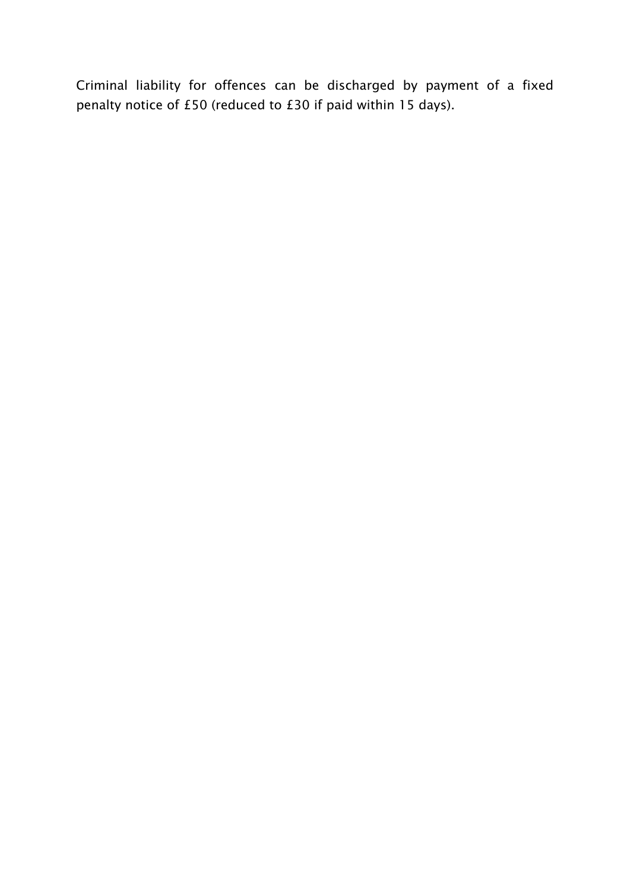Criminal liability for offences can be discharged by payment of a fixed penalty notice of £50 (reduced to £30 if paid within 15 days).